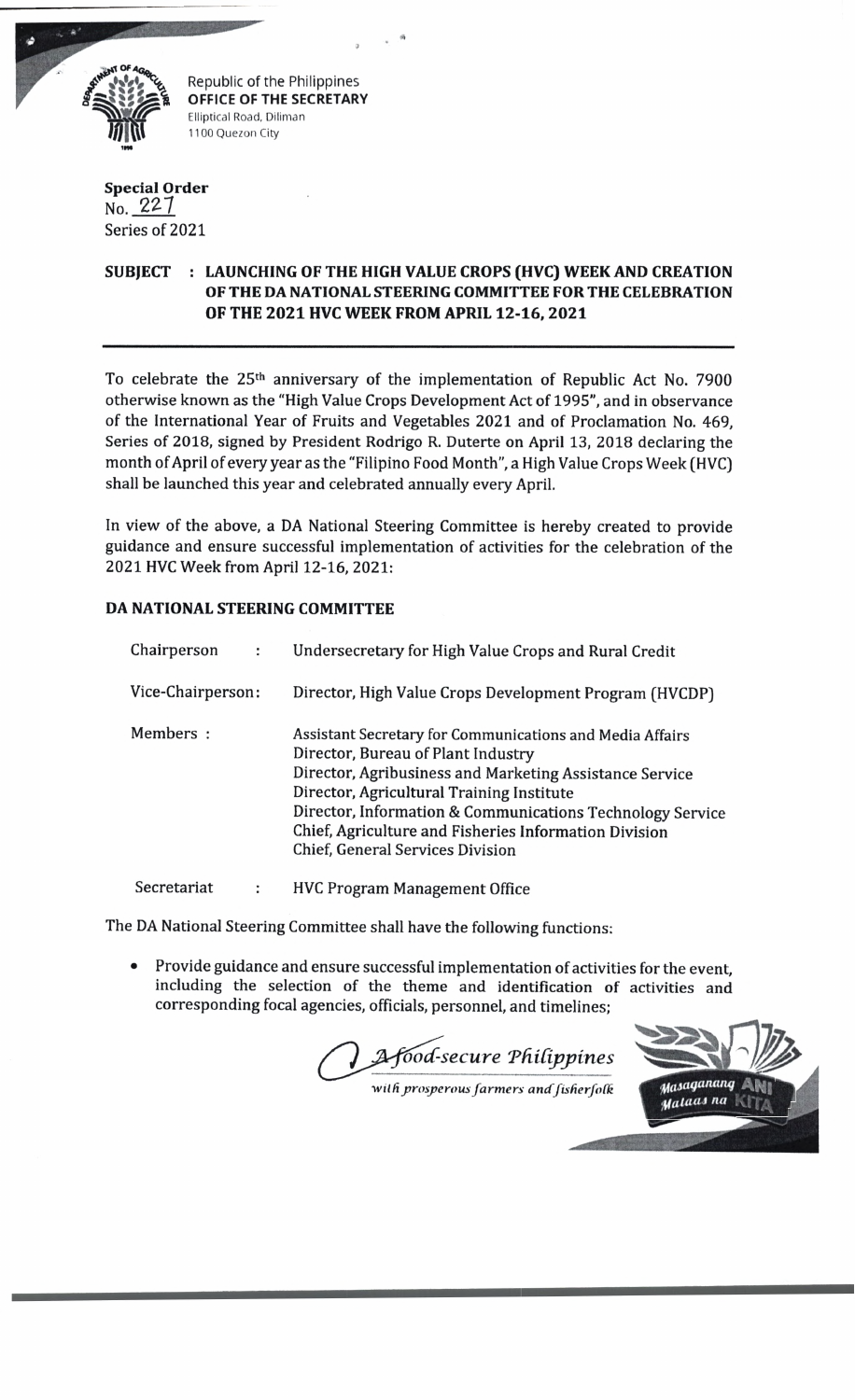Republic of the Philippines
**OFFICE OF THE SECRETARY**
Elliptical Road, Diliman
1100 Quezon City

**Special Order**
No. 227
Series of 2021

**SUBJECT : LAUNCHING OF THE HIGH VALUE CROPS (HVC) WEEK AND CREATION OF THE DA NATIONAL STEERING COMMITTEE FOR THE CELEBRATION OF THE 2021 HVC WEEK FROM APRIL 12-16, 2021**

---

To celebrate the 25th anniversary of the implementation of Republic Act No. 7900 otherwise known as the "High Value Crops Development Act of 1995", and in observance of the International Year of Fruits and Vegetables 2021 and of Proclamation No. 469, Series of 2018, signed by President Rodrigo R. Duterte on April 13, 2018 declaring the month of April of every year as the "Filipino Food Month", a High Value Crops Week (HVC) shall be launched this year and celebrated annually every April.

In view of the above, a DA National Steering Committee is hereby created to provide guidance and ensure successful implementation of activities for the celebration of the 2021 HVC Week from April 12-16, 2021:

**DA NATIONAL STEERING COMMITTEE**

| | |
|---|---|
| Chairperson : | Undersecretary for High Value Crops and Rural Credit |
| Vice-Chairperson: | Director, High Value Crops Development Program (HVCDP) |
| Members : | Assistant Secretary for Communications and Media Affairs<br>Director, Bureau of Plant Industry<br>Director, Agribusiness and Marketing Assistance Service<br>Director, Agricultural Training Institute<br>Director, Information & Communications Technology Service<br>Chief, Agriculture and Fisheries Information Division<br>Chief, General Services Division |
| Secretariat : | HVC Program Management Office |

The DA National Steering Committee shall have the following functions:

- Provide guidance and ensure successful implementation of activities for the event, including the selection of the theme and identification of activities and corresponding focal agencies, officials, personnel, and timelines;

*A food-secure Philippines*
*with prosperous farmers and fisherfolk*

Masaganang Ani Mataas na Kita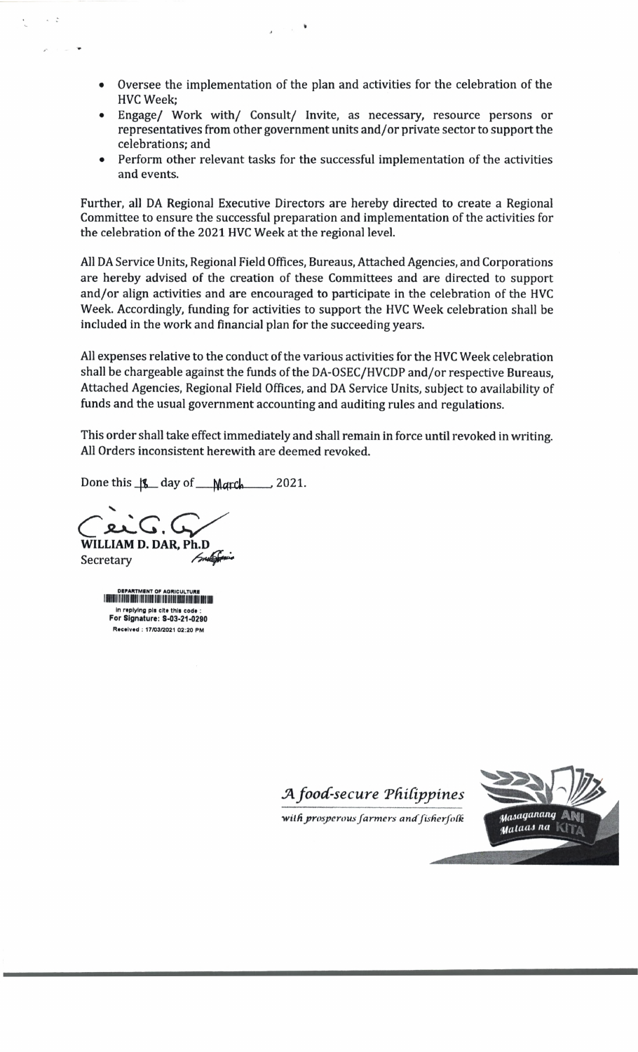- Oversee the implementation of the plan and activities for the celebration of the HVC Week;
- Engage/ Work with/ Consult/ Invite, as necessary, resource persons or representatives from other government units and/or private sector to support the celebrations; and
- Perform other relevant tasks for the successful implementation of the activities and events.

Further, all DA Regional Executive Directors are hereby directed to create a Regional Committee to ensure the successful preparation and implementation of the activities for the celebration of the 2021 HVC Week at the regional level.

All DA Service Units, Regional Field Offices, Bureaus, Attached Agencies, and Corporations are hereby advised of the creation of these Committees and are directed to support and/or align activities and are encouraged to participate in the celebration of the HVC Week. Accordingly, funding for activities to support the HVC Week celebration shall be included in the work and financial plan for the succeeding years.

All expenses relative to the conduct of the various activities for the HVC Week celebration shall be chargeable against the funds of the DA-OSEC/HVCDP and/or respective Bureaus, Attached Agencies, Regional Field Offices, and DA Service Units, subject to availability of funds and the usual government accounting and auditing rules and regulations.

This order shall take effect immediately and shall remain in force until revoked in writing. All Orders inconsistent herewith are deemed revoked.

Done this 18 day of March, 2021.

**WILLIAM D. DAR, Ph.D**
Secretary

DEPARTMENT OF AGRICULTURE
In replying pls cite this code :
For Signature: S-03-21-0290
Received : 17/03/2021 02:20 PM

*A food-secure Philippines*
*with prosperous farmers and fisherfolk*

Masaganang ANI Mataas na KITA